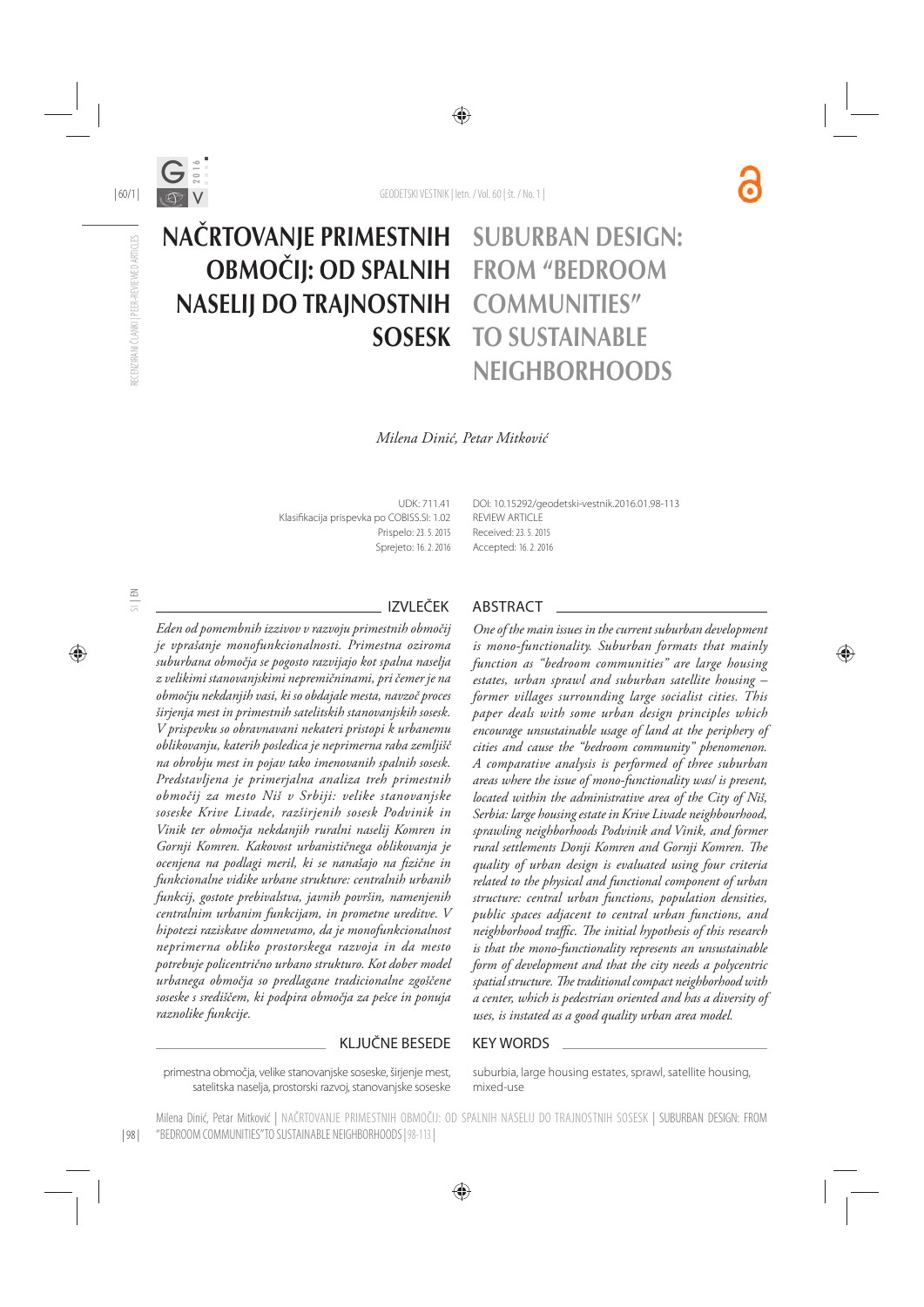# NAČRTOVANJE PRIMESTNIH OBMOČIJ: OD SPALNIH NASELIJ DO TRAJNOSTNIH SOSESK

# SUBURBAN DESIGN: FROM "BEDROOM COMMUNITIES" TO SUSTAINABLE NEIGHBORHOODS

*Milena Dinić, Petar Mitković*

UDK: 711.41
Klasifikacija prispevka po COBISS.SI: 1.02
Prispelo: 23. 5. 2015
Sprejeto: 16. 2. 2016

DOI: 10.15292/geodetski-vestnik.2016.01.98-113
REVIEW ARTICLE
Received: 23. 5. 2015
Accepted: 16. 2. 2016

## IZVLEČEK

*Eden od pomembnih izzivov v razvoju primestnih območij je vprašanje monofunkcionalnosti. Primestna oziroma suburbana območja se pogosto razvijajo kot spalna naselja z velikimi stanovanjskimi nepremičninami, pri čemer je na območju nekdanjih vasi, ki so obdajale mesta, navzoč proces širjenja mest in primestnih satelitskih stanovanjskih sosesk. V prispevku so obravnavani nekateri pristopi k urbanemu oblikovanju, katerih posledica je neprimerna raba zemljišč na obrobju mest in pojav tako imenovanih spalnih sosesk. Predstavljena je primerjalna analiza treh primestnih območij za mesto Niš v Srbiji: velike stanovanjske soseske Krive Livade, razširjenih sosesk Podvinik in Vinik ter območja nekdanjih ruralni naselij Komren in Gornji Komren. Kakovost urbanističnega oblikovanja je ocenjena na podlagi meril, ki se nanašajo na fizične in funkcionalne vidike urbane strukture: centralnih urbanih funkcij, gostote prebivalstva, javnih površin, namenjenih centralnim urbanim funkcijam, in prometne ureditve. V hipotezi raziskave domnevamo, da je monofunkcionalnost neprimerna obliko prostorskega razvoja in da mesto potrebuje policentrično urbano strukturo. Kot dober model urbanega območja so predlagane tradicionalne zgoščene soseske s središčem, ki podpira območja za pešce in ponuja raznolike funkcije.*

## KLJUČNE BESEDE

primestna območja, velike stanovanjske soseske, širjenje mest, satelitska naselja, prostorski razvoj, stanovanjske soseske

## ABSTRACT

*One of the main issues in the current suburban development is mono-functionality. Suburban formats that mainly function as "bedroom communities" are large housing estates, urban sprawl and suburban satellite housing – former villages surrounding large socialist cities. This paper deals with some urban design principles which encourage unsustainable usage of land at the periphery of cities and cause the "bedroom community" phenomenon. A comparative analysis is performed of three suburban areas where the issue of mono-functionality was/ is present, located within the administrative area of the City of Niš, Serbia: large housing estate in Krive Livade neighbourhood, sprawling neighborhoods Podvinik and Vinik, and former rural settlements Donji Komren and Gornji Komren. The quality of urban design is evaluated using four criteria related to the physical and functional component of urban structure: central urban functions, population densities, public spaces adjacent to central urban functions, and neighborhood traffic. The initial hypothesis of this research is that the mono-functionality represents an unsustainable form of development and that the city needs a polycentric spatial structure. The traditional compact neighborhood with a center, which is pedestrian oriented and has a diversity of uses, is instated as a good quality urban area model.*

## KEY WORDS

suburbia, large housing estates, sprawl, satellite housing, mixed-use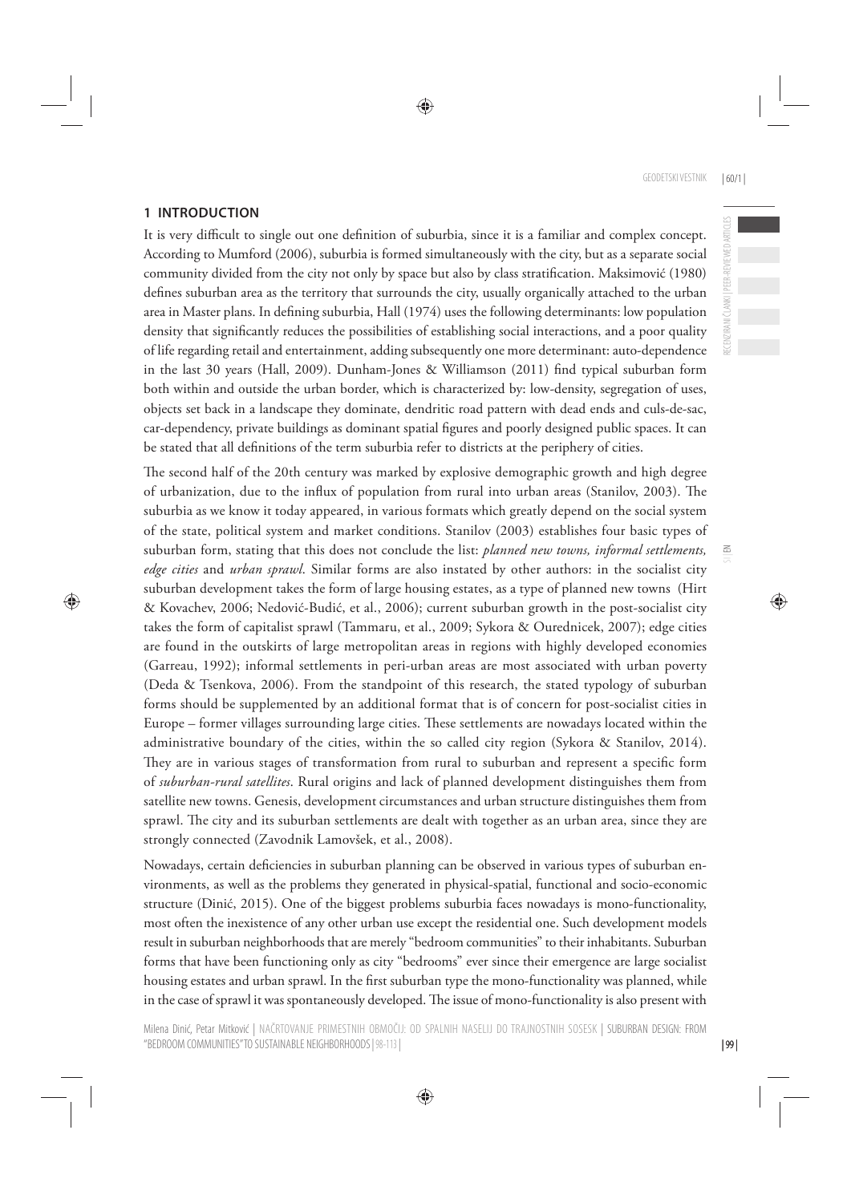## 1 INTRODUCTION

It is very difficult to single out one definition of suburbia, since it is a familiar and complex concept. According to Mumford (2006), suburbia is formed simultaneously with the city, but as a separate social community divided from the city not only by space but also by class stratification. Maksimović (1980) defines suburban area as the territory that surrounds the city, usually organically attached to the urban area in Master plans. In defining suburbia, Hall (1974) uses the following determinants: low population density that significantly reduces the possibilities of establishing social interactions, and a poor quality of life regarding retail and entertainment, adding subsequently one more determinant: auto-dependence in the last 30 years (Hall, 2009). Dunham-Jones & Williamson (2011) find typical suburban form both within and outside the urban border, which is characterized by: low-density, segregation of uses, objects set back in a landscape they dominate, dendritic road pattern with dead ends and culs-de-sac, car-dependency, private buildings as dominant spatial figures and poorly designed public spaces. It can be stated that all definitions of the term suburbia refer to districts at the periphery of cities.

The second half of the 20th century was marked by explosive demographic growth and high degree of urbanization, due to the influx of population from rural into urban areas (Stanilov, 2003). The suburbia as we know it today appeared, in various formats which greatly depend on the social system of the state, political system and market conditions. Stanilov (2003) establishes four basic types of suburban form, stating that this does not conclude the list: *planned new towns, informal settlements, edge cities* and *urban sprawl*. Similar forms are also instated by other authors: in the socialist city suburban development takes the form of large housing estates, as a type of planned new towns (Hirt & Kovachev, 2006; Nedović-Budić, et al., 2006); current suburban growth in the post-socialist city takes the form of capitalist sprawl (Tammaru, et al., 2009; Sykora & Ourednicek, 2007); edge cities are found in the outskirts of large metropolitan areas in regions with highly developed economies (Garreau, 1992); informal settlements in peri-urban areas are most associated with urban poverty (Deda & Tsenkova, 2006). From the standpoint of this research, the stated typology of suburban forms should be supplemented by an additional format that is of concern for post-socialist cities in Europe – former villages surrounding large cities. These settlements are nowadays located within the administrative boundary of the cities, within the so called city region (Sykora & Stanilov, 2014). They are in various stages of transformation from rural to suburban and represent a specific form of *suburban-rural satellites*. Rural origins and lack of planned development distinguishes them from satellite new towns. Genesis, development circumstances and urban structure distinguishes them from sprawl. The city and its suburban settlements are dealt with together as an urban area, since they are strongly connected (Zavodnik Lamovšek, et al., 2008).

Nowadays, certain deficiencies in suburban planning can be observed in various types of suburban environments, as well as the problems they generated in physical-spatial, functional and socio-economic structure (Dinić, 2015). One of the biggest problems suburbia faces nowadays is mono-functionality, most often the inexistence of any other urban use except the residential one. Such development models result in suburban neighborhoods that are merely "bedroom communities" to their inhabitants. Suburban forms that have been functioning only as city "bedrooms" ever since their emergence are large socialist housing estates and urban sprawl. In the first suburban type the mono-functionality was planned, while in the case of sprawl it was spontaneously developed. The issue of mono-functionality is also present with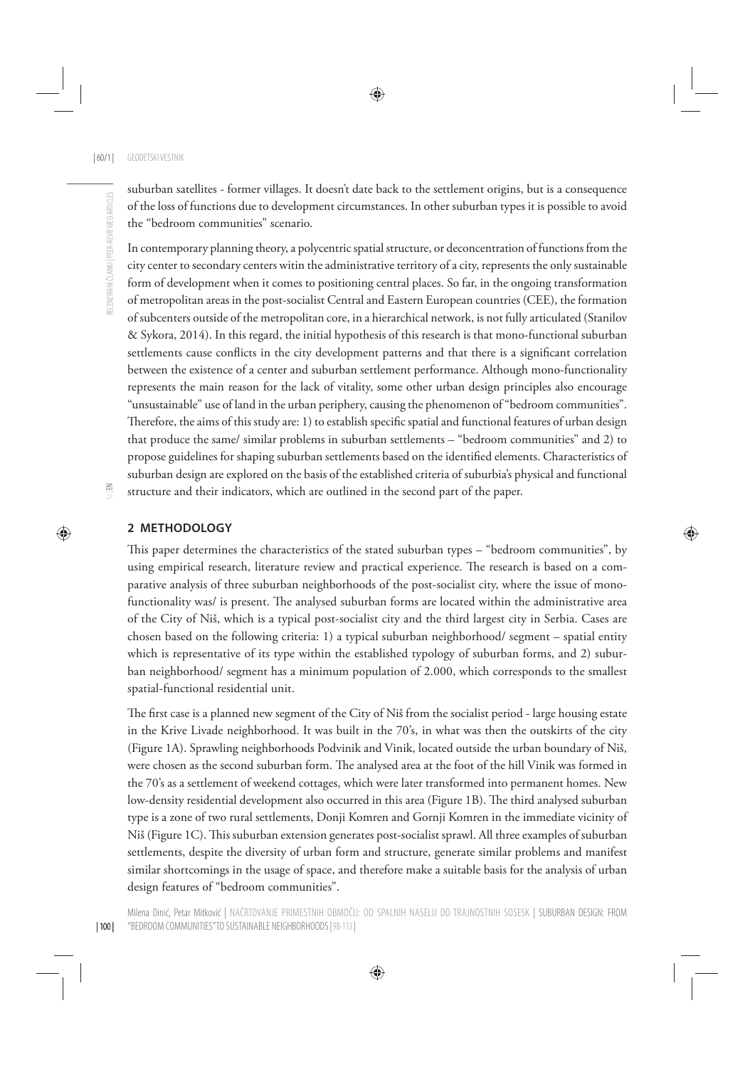suburban satellites - former villages. It doesn't date back to the settlement origins, but is a consequence of the loss of functions due to development circumstances. In other suburban types it is possible to avoid the "bedroom communities" scenario.

In contemporary planning theory, a polycentric spatial structure, or deconcentration of functions from the city center to secondary centers witin the administrative territory of a city, represents the only sustainable form of development when it comes to positioning central places. So far, in the ongoing transformation of metropolitan areas in the post-socialist Central and Eastern European countries (CEE), the formation of subcenters outside of the metropolitan core, in a hierarchical network, is not fully articulated (Stanilov & Sykora, 2014). In this regard, the initial hypothesis of this research is that mono-functional suburban settlements cause conflicts in the city development patterns and that there is a significant correlation between the existence of a center and suburban settlement performance. Although mono-functionality represents the main reason for the lack of vitality, some other urban design principles also encourage "unsustainable" use of land in the urban periphery, causing the phenomenon of "bedroom communities". Therefore, the aims of this study are: 1) to establish specific spatial and functional features of urban design that produce the same/ similar problems in suburban settlements – "bedroom communities" and 2) to propose guidelines for shaping suburban settlements based on the identified elements. Characteristics of suburban design are explored on the basis of the established criteria of suburbia's physical and functional structure and their indicators, which are outlined in the second part of the paper.

## 2 METHODOLOGY

This paper determines the characteristics of the stated suburban types – "bedroom communities", by using empirical research, literature review and practical experience. The research is based on a comparative analysis of three suburban neighborhoods of the post-socialist city, where the issue of mono-functionality was/ is present. The analysed suburban forms are located within the administrative area of the City of Niš, which is a typical post-socialist city and the third largest city in Serbia. Cases are chosen based on the following criteria: 1) a typical suburban neighborhood/ segment – spatial entity which is representative of its type within the established typology of suburban forms, and 2) suburban neighborhood/ segment has a minimum population of 2.000, which corresponds to the smallest spatial-functional residential unit.

The first case is a planned new segment of the City of Niš from the socialist period - large housing estate in the Krive Livade neighborhood. It was built in the 70's, in what was then the outskirts of the city (Figure 1A). Sprawling neighborhoods Podvinik and Vinik, located outside the urban boundary of Niš, were chosen as the second suburban form. The analysed area at the foot of the hill Vinik was formed in the 70's as a settlement of weekend cottages, which were later transformed into permanent homes. New low-density residential development also occurred in this area (Figure 1B). The third analysed suburban type is a zone of two rural settlements, Donji Komren and Gornji Komren in the immediate vicinity of Niš (Figure 1C). This suburban extension generates post-socialist sprawl. All three examples of suburban settlements, despite the diversity of urban form and structure, generate similar problems and manifest similar shortcomings in the usage of space, and therefore make a suitable basis for the analysis of urban design features of "bedroom communities".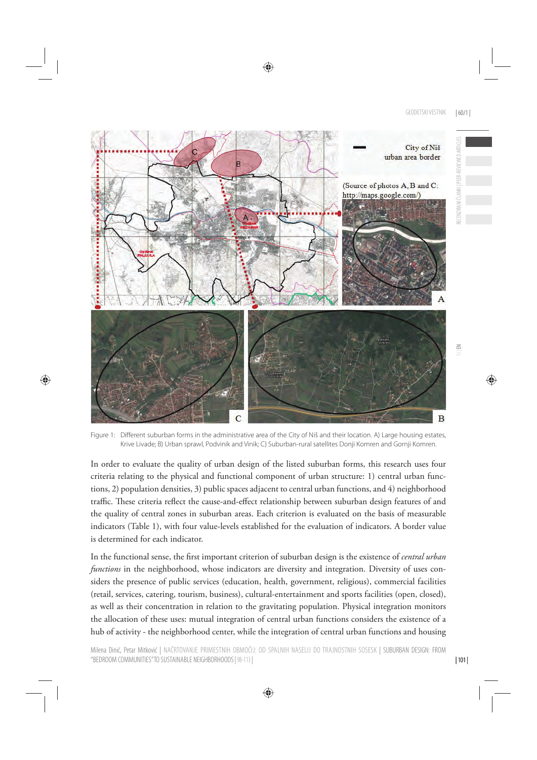Figure 1: Different suburban forms in the administrative area of the City of Niš and their location. A) Large housing estates, Krive Livade; B) Urban sprawl, Podvinik and Vinik; C) Suburban-rural satellites Donji Komren and Gornji Komren.

In order to evaluate the quality of urban design of the listed suburban forms, this research uses four criteria relating to the physical and functional component of urban structure: 1) central urban functions, 2) population densities, 3) public spaces adjacent to central urban functions, and 4) neighborhood traffic. These criteria reflect the cause-and-effect relationship between suburban design features of and the quality of central zones in suburban areas. Each criterion is evaluated on the basis of measurable indicators (Table 1), with four value-levels established for the evaluation of indicators. A border value is determined for each indicator.

In the functional sense, the first important criterion of suburban design is the existence of *central urban functions* in the neighborhood, whose indicators are diversity and integration. Diversity of uses considers the presence of public services (education, health, government, religious), commercial facilities (retail, services, catering, tourism, business), cultural-entertainment and sports facilities (open, closed), as well as their concentration in relation to the gravitating population. Physical integration monitors the allocation of these uses: mutual integration of central urban functions considers the existence of a hub of activity - the neighborhood center, while the integration of central urban functions and housing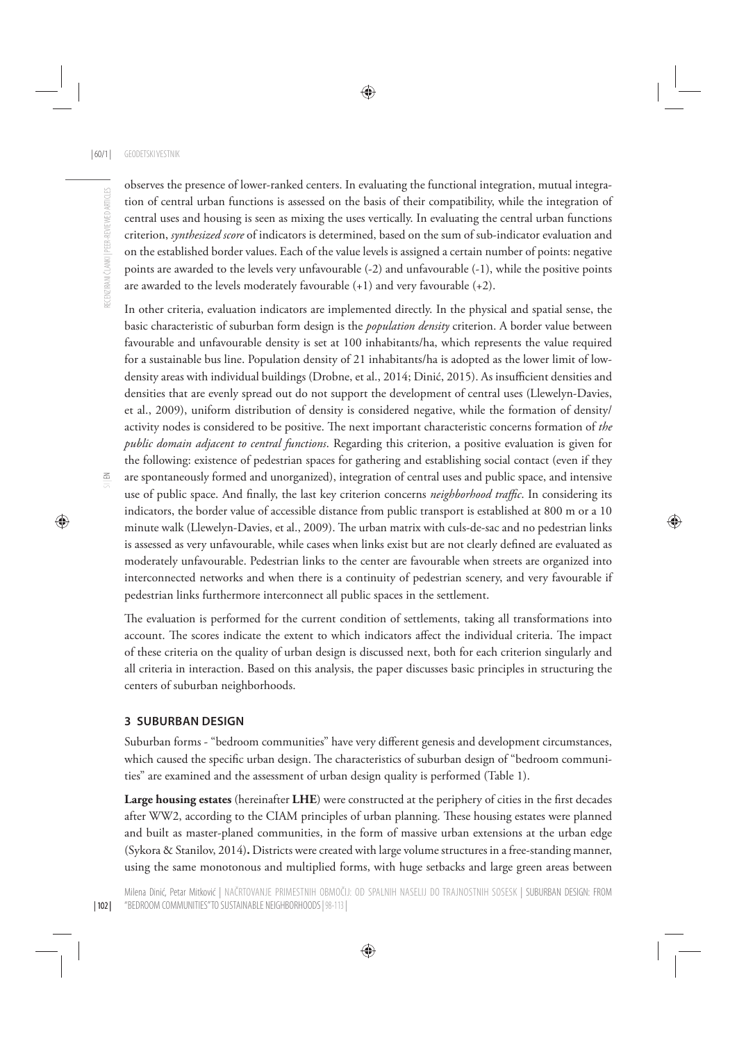observes the presence of lower-ranked centers. In evaluating the functional integration, mutual integration of central urban functions is assessed on the basis of their compatibility, while the integration of central uses and housing is seen as mixing the uses vertically. In evaluating the central urban functions criterion, *synthesized score* of indicators is determined, based on the sum of sub-indicator evaluation and on the established border values. Each of the value levels is assigned a certain number of points: negative points are awarded to the levels very unfavourable (-2) and unfavourable (-1), while the positive points are awarded to the levels moderately favourable (+1) and very favourable (+2).

In other criteria, evaluation indicators are implemented directly. In the physical and spatial sense, the basic characteristic of suburban form design is the *population density* criterion. A border value between favourable and unfavourable density is set at 100 inhabitants/ha, which represents the value required for a sustainable bus line. Population density of 21 inhabitants/ha is adopted as the lower limit of low-density areas with individual buildings (Drobne, et al., 2014; Dinić, 2015). As insufficient densities and densities that are evenly spread out do not support the development of central uses (Llewelyn-Davies, et al., 2009), uniform distribution of density is considered negative, while the formation of density/activity nodes is considered to be positive. The next important characteristic concerns formation of *the public domain adjacent to central functions*. Regarding this criterion, a positive evaluation is given for the following: existence of pedestrian spaces for gathering and establishing social contact (even if they are spontaneously formed and unorganized), integration of central uses and public space, and intensive use of public space. And finally, the last key criterion concerns *neighborhood traffic*. In considering its indicators, the border value of accessible distance from public transport is established at 800 m or a 10 minute walk (Llewelyn-Davies, et al., 2009). The urban matrix with culs-de-sac and no pedestrian links is assessed as very unfavourable, while cases when links exist but are not clearly defined are evaluated as moderately unfavourable. Pedestrian links to the center are favourable when streets are organized into interconnected networks and when there is a continuity of pedestrian scenery, and very favourable if pedestrian links furthermore interconnect all public spaces in the settlement.

The evaluation is performed for the current condition of settlements, taking all transformations into account. The scores indicate the extent to which indicators affect the individual criteria. The impact of these criteria on the quality of urban design is discussed next, both for each criterion singularly and all criteria in interaction. Based on this analysis, the paper discusses basic principles in structuring the centers of suburban neighborhoods.

## 3 SUBURBAN DESIGN

Suburban forms - "bedroom communities" have very different genesis and development circumstances, which caused the specific urban design. The characteristics of suburban design of "bedroom communities" are examined and the assessment of urban design quality is performed (Table 1).

**Large housing estates** (hereinafter **LHE**) were constructed at the periphery of cities in the first decades after WW2, according to the CIAM principles of urban planning. These housing estates were planned and built as master-planed communities, in the form of massive urban extensions at the urban edge (Sykora & Stanilov, 2014)**.** Districts were created with large volume structures in a free-standing manner, using the same monotonous and multiplied forms, with huge setbacks and large green areas between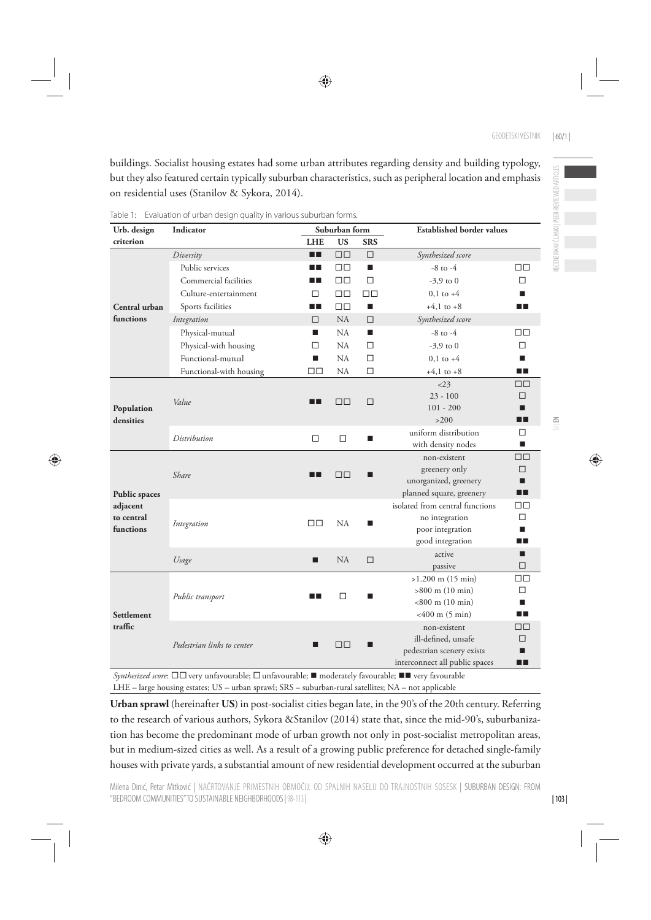buildings. Socialist housing estates had some urban attributes regarding density and building typology, but they also featured certain typically suburban characteristics, such as peripheral location and emphasis on residential uses (Stanilov & Sykora, 2014).

Table 1: Evaluation of urban design quality in various suburban forms.

| Urb. design criterion | Indicator | Suburban form | | | Established border values | |
|---|---|---|---|---|---|---|
| | | LHE | US | SRS | | |
| Central urban functions | *Diversity* | ■■ | □□ | □ | *Synthesized score* | |
| | Public services | ■■ | □□ | ■ | -8 to -4 | □□ |
| | Commercial facilities | ■■ | □□ | □ | -3,9 to 0 | □ |
| | Culture-entertainment | □ | □□ | □□ | 0,1 to +4 | ■ |
| | Sports facilities | ■■ | □□ | ■ | +4,1 to +8 | ■■ |
| | *Integration* | □ | NA | □ | *Synthesized score* | |
| | Physical-mutual | ■ | NA | ■ | -8 to -4 | □□ |
| | Physical-with housing | □ | NA | □ | -3,9 to 0 | □ |
| | Functional-mutual | ■ | NA | □ | 0,1 to +4 | ■ |
| | Functional-with housing | □□ | NA | □ | +4,1 to +8 | ■■ |
| Population densities | *Value* | ■■ | □□ | □ | <23 | □□ |
| | | | | | 23 - 100 | □ |
| | | | | | 101 - 200 | ■ |
| | | | | | >200 | ■■ |
| | *Distribution* | □ | □ | ■ | uniform distribution | □ |
| | | | | | with density nodes | ■ |
| Public spaces adjacent to central functions | *Share* | ■■ | □□ | ■ | non-existent | □□ |
| | | | | | greenery only | □ |
| | | | | | unorganized, greenery | ■ |
| | | | | | planned square, greenery | ■■ |
| | *Integration* | □□ | NA | ■ | isolated from central functions | □□ |
| | | | | | no integration | □ |
| | | | | | poor integration | ■ |
| | | | | | good integration | ■■ |
| | *Usage* | ■ | NA | □ | active | ■ |
| | | | | | passive | □ |
| Settlement traffic | *Public transport* | ■■ | □ | ■ | >1.200 m (15 min) | □□ |
| | | | | | >800 m (10 min) | □ |
| | | | | | <800 m (10 min) | ■ |
| | | | | | <400 m (5 min) | ■■ |
| | *Pedestrian links to center* | ■ | □□ | ■ | non-existent | □□ |
| | | | | | ill-defined, unsafe | □ |
| | | | | | pedestrian scenery exists | ■ |
| | | | | | interconnect all public spaces | ■■ |

*Synthesized score*: □□ very unfavourable; □ unfavourable; ■ moderately favourable; ■■ very favourable
LHE – large housing estates; US – urban sprawl; SRS – suburban-rural satellites; NA – not applicable

**Urban sprawl** (hereinafter **US**) in post-socialist cities began late, in the 90's of the 20th century. Referring to the research of various authors, Sykora &Stanilov (2014) state that, since the mid-90's, suburbanization has become the predominant mode of urban growth not only in post-socialist metropolitan areas, but in medium-sized cities as well. As a result of a growing public preference for detached single-family houses with private yards, a substantial amount of new residential development occurred at the suburban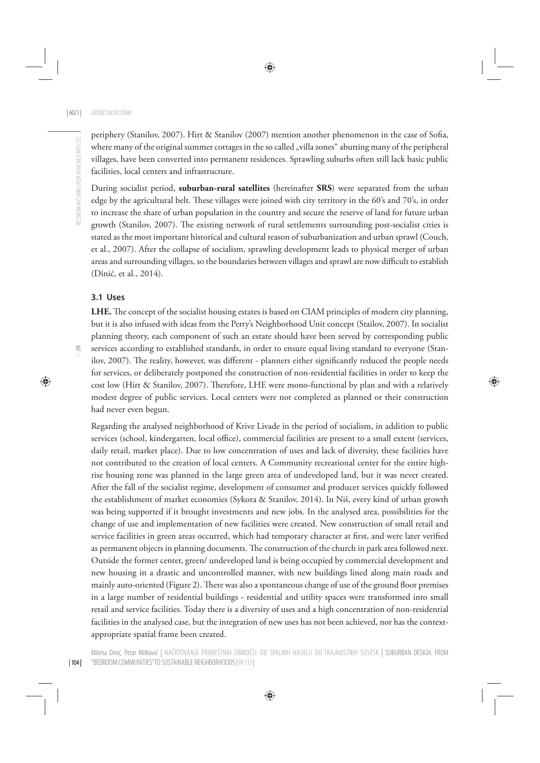periphery (Stanilov, 2007). Hirt & Stanilov (2007) mention another phenomenon in the case of Sofia, where many of the original summer cottages in the so called „villa zones" abutting many of the peripheral villages, have been converted into permanent residences. Sprawling suburbs often still lack basic public facilities, local centers and infrastructure.

During socialist period, **suburban-rural satellites** (hereinafter **SRS**) were separated from the urban edge by the agricultural belt. These villages were joined with city territory in the 60's and 70's, in order to increase the share of urban population in the country and secure the reserve of land for future urban growth (Stanilov, 2007). The existing network of rural settlements surrounding post-socialist cities is stated as the most important historical and cultural reason of suburbanization and urban sprawl (Couch, et al., 2007). After the collapse of socialism, sprawling development leads to physical merger of urban areas and surrounding villages, so the boundaries between villages and sprawl are now difficult to establish (Dinić, et al., 2014).

### 3.1 Uses

**LHE.** The concept of the socialist housing estates is based on CIAM principles of modern city planning, but it is also infused with ideas from the Perry's Neighborhood Unit concept (Stailov, 2007). In socialist planning theory, each component of such an estate should have been served by corresponding public services according to established standards, in order to ensure equal living standard to everyone (Stanilov, 2007). The reality, however, was different - planners either significantly reduced the people needs for services, or deliberately postponed the construction of non-residential facilities in order to keep the cost low (Hirt & Stanilov, 2007). Therefore, LHE were mono-functional by plan and with a relatively modest degree of public services. Local centers were not completed as planned or their construction had never even begun.

Regarding the analysed neighborhood of Krive Livade in the period of socialism, in addition to public services (school, kindergarten, local office), commercial facilities are present to a small extent (services, daily retail, market place). Due to low concentration of uses and lack of diversity, these facilities have not contributed to the creation of local centers. A Community recreational center for the entire high-rise housing zone was planned in the large green area of undeveloped land, but it was never created. After the fall of the socialist regime, development of consumer and producer services quickly followed the establishment of market economies (Sykora & Stanilov, 2014). In Niš, every kind of urban growth was being supported if it brought investments and new jobs. In the analysed area, possibilities for the change of use and implementation of new facilities were created. New construction of small retail and service facilities in green areas occurred, which had temporary character at first, and were later verified as permanent objects in planning documents. The construction of the church in park area followed next. Outside the former center, green/ undeveloped land is being occupied by commercial development and new housing in a drastic and uncontrolled manner, with new buildings lined along main roads and mainly auto-oriented (Figure 2). There was also a spontaneous change of use of the ground floor premises in a large number of residential buildings - residential and utility spaces were transformed into small retail and service facilities. Today there is a diversity of uses and a high concentration of non-residential facilities in the analysed case, but the integration of new uses has not been achieved, nor has the context-appropriate spatial frame been created.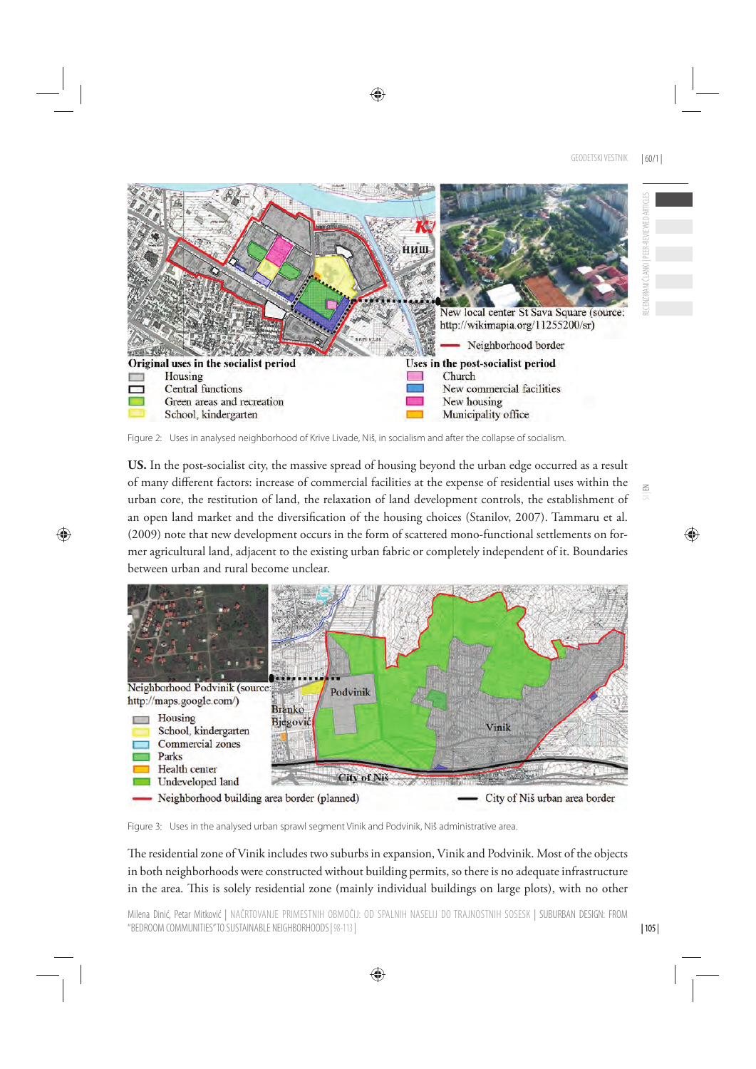Figure 2: Uses in analysed neighborhood of Krive Livade, Niš, in socialism and after the collapse of socialism.

**US.** In the post-socialist city, the massive spread of housing beyond the urban edge occurred as a result of many different factors: increase of commercial facilities at the expense of residential uses within the urban core, the restitution of land, the relaxation of land development controls, the establishment of an open land market and the diversification of the housing choices (Stanilov, 2007). Tammaru et al. (2009) note that new development occurs in the form of scattered mono-functional settlements on former agricultural land, adjacent to the existing urban fabric or completely independent of it. Boundaries between urban and rural become unclear.

Figure 3: Uses in the analysed urban sprawl segment Vinik and Podvinik, Niš administrative area.

The residential zone of Vinik includes two suburbs in expansion, Vinik and Podvinik. Most of the objects in both neighborhoods were constructed without building permits, so there is no adequate infrastructure in the area. This is solely residential zone (mainly individual buildings on large plots), with no other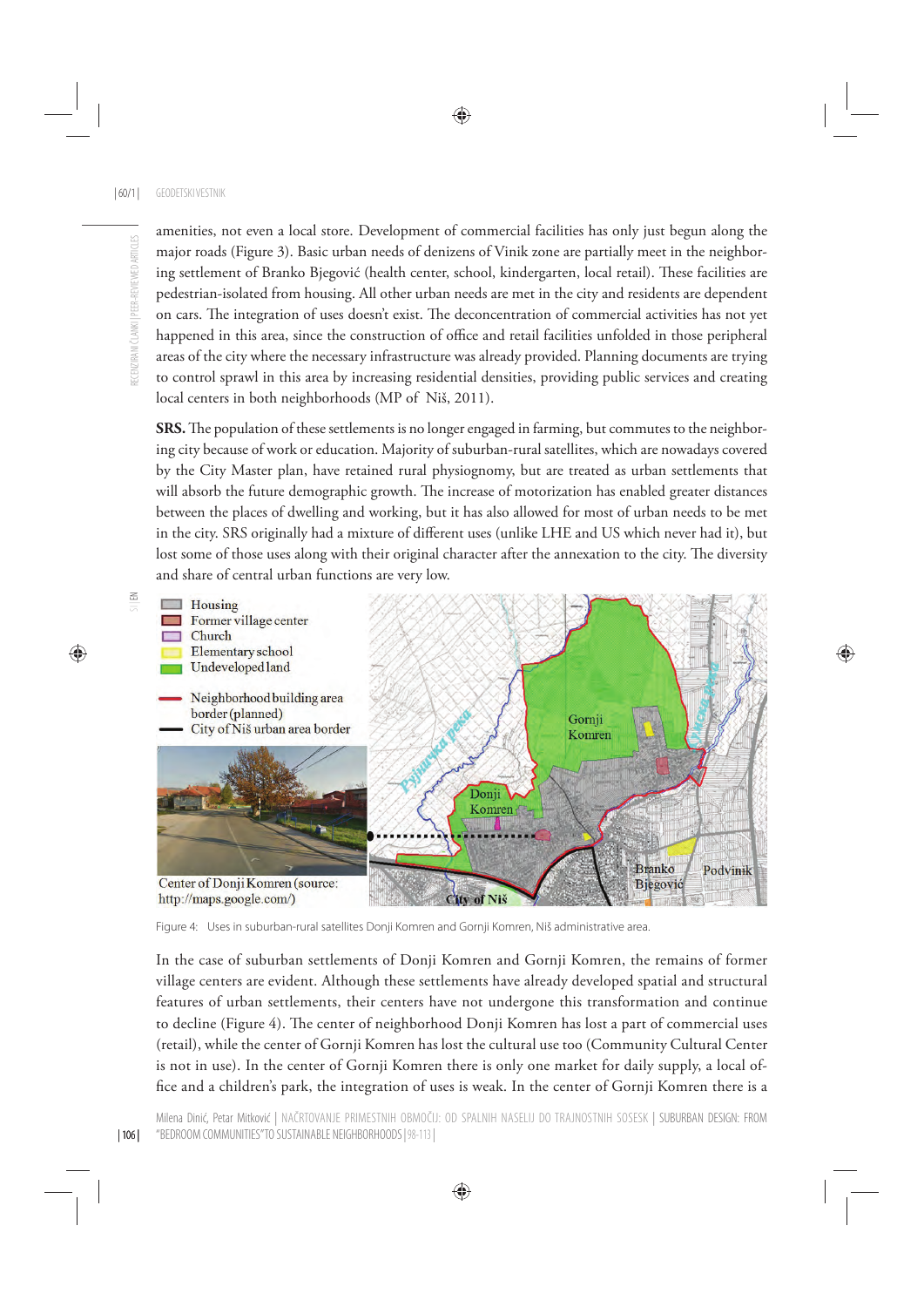amenities, not even a local store. Development of commercial facilities has only just begun along the major roads (Figure 3). Basic urban needs of denizens of Vinik zone are partially meet in the neighboring settlement of Branko Bjegović (health center, school, kindergarten, local retail). These facilities are pedestrian-isolated from housing. All other urban needs are met in the city and residents are dependent on cars. The integration of uses doesn't exist. The deconcentration of commercial activities has not yet happened in this area, since the construction of office and retail facilities unfolded in those peripheral areas of the city where the necessary infrastructure was already provided. Planning documents are trying to control sprawl in this area by increasing residential densities, providing public services and creating local centers in both neighborhoods (MP of Niš, 2011).

**SRS.** The population of these settlements is no longer engaged in farming, but commutes to the neighboring city because of work or education. Majority of suburban-rural satellites, which are nowadays covered by the City Master plan, have retained rural physiognomy, but are treated as urban settlements that will absorb the future demographic growth. The increase of motorization has enabled greater distances between the places of dwelling and working, but it has also allowed for most of urban needs to be met in the city. SRS originally had a mixture of different uses (unlike LHE and US which never had it), but lost some of those uses along with their original character after the annexation to the city. The diversity and share of central urban functions are very low.

Housing
Former village center
Church
Elementary school
Undeveloped land

Neighborhood building area border (planned)
City of Niš urban area border

Center of Donji Komren (source: http://maps.google.com/)

Gornji Komren
Donji Komren
Branko Bjegović
Podvinik
City of Niš

Figure 4: Uses in suburban-rural satellites Donji Komren and Gornji Komren, Niš administrative area.

In the case of suburban settlements of Donji Komren and Gornji Komren, the remains of former village centers are evident. Although these settlements have already developed spatial and structural features of urban settlements, their centers have not undergone this transformation and continue to decline (Figure 4). The center of neighborhood Donji Komren has lost a part of commercial uses (retail), while the center of Gornji Komren has lost the cultural use too (Community Cultural Center is not in use). In the center of Gornji Komren there is only one market for daily supply, a local office and a children's park, the integration of uses is weak. In the center of Gornji Komren there is a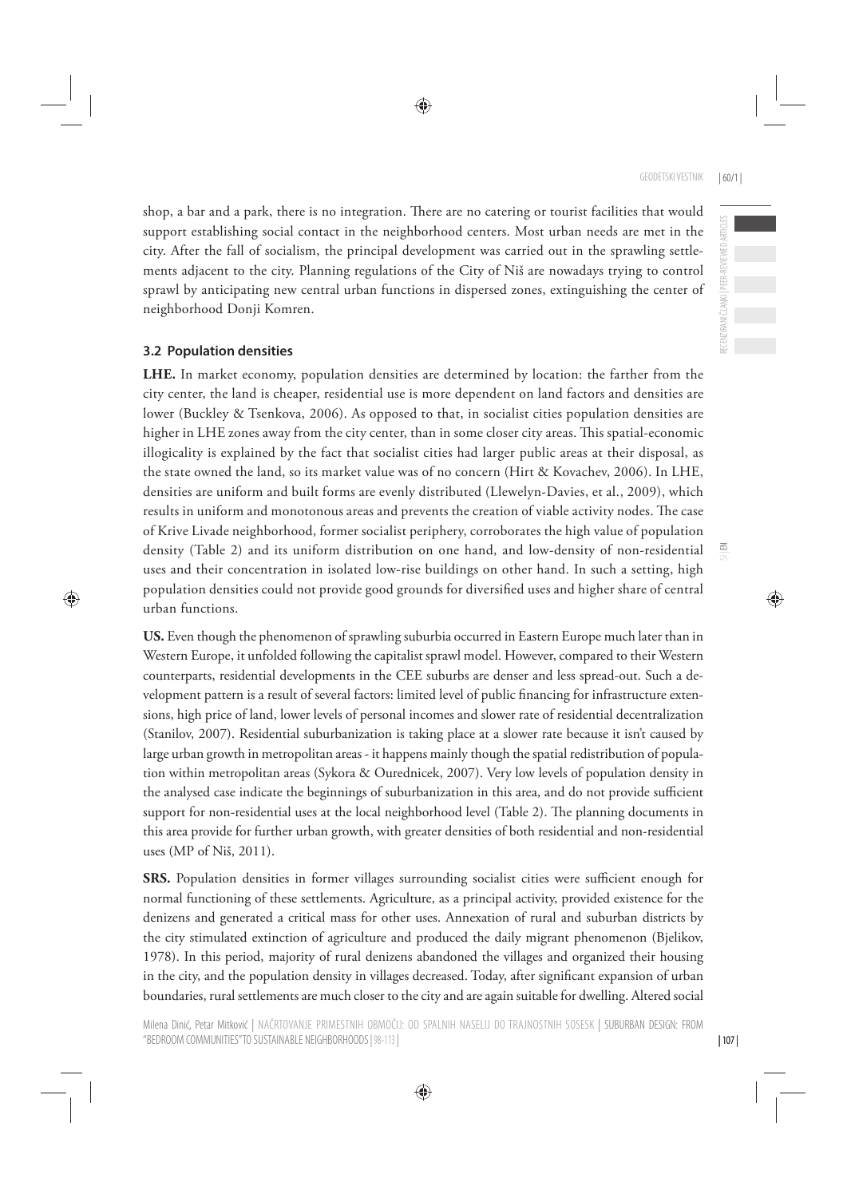shop, a bar and a park, there is no integration. There are no catering or tourist facilities that would support establishing social contact in the neighborhood centers. Most urban needs are met in the city. After the fall of socialism, the principal development was carried out in the sprawling settlements adjacent to the city. Planning regulations of the City of Niš are nowadays trying to control sprawl by anticipating new central urban functions in dispersed zones, extinguishing the center of neighborhood Donji Komren.

### 3.2 Population densities

**LHE.** In market economy, population densities are determined by location: the farther from the city center, the land is cheaper, residential use is more dependent on land factors and densities are lower (Buckley & Tsenkova, 2006). As opposed to that, in socialist cities population densities are higher in LHE zones away from the city center, than in some closer city areas. This spatial-economic illogicality is explained by the fact that socialist cities had larger public areas at their disposal, as the state owned the land, so its market value was of no concern (Hirt & Kovachev, 2006). In LHE, densities are uniform and built forms are evenly distributed (Llewelyn-Davies, et al., 2009), which results in uniform and monotonous areas and prevents the creation of viable activity nodes. The case of Krive Livade neighborhood, former socialist periphery, corroborates the high value of population density (Table 2) and its uniform distribution on one hand, and low-density of non-residential uses and their concentration in isolated low-rise buildings on other hand. In such a setting, high population densities could not provide good grounds for diversified uses and higher share of central urban functions.

**US.** Even though the phenomenon of sprawling suburbia occurred in Eastern Europe much later than in Western Europe, it unfolded following the capitalist sprawl model. However, compared to their Western counterparts, residential developments in the CEE suburbs are denser and less spread-out. Such a development pattern is a result of several factors: limited level of public financing for infrastructure extensions, high price of land, lower levels of personal incomes and slower rate of residential decentralization (Stanilov, 2007). Residential suburbanization is taking place at a slower rate because it isn't caused by large urban growth in metropolitan areas - it happens mainly though the spatial redistribution of population within metropolitan areas (Sykora & Ourednicek, 2007). Very low levels of population density in the analysed case indicate the beginnings of suburbanization in this area, and do not provide sufficient support for non-residential uses at the local neighborhood level (Table 2). The planning documents in this area provide for further urban growth, with greater densities of both residential and non-residential uses (MP of Niš, 2011).

**SRS.** Population densities in former villages surrounding socialist cities were sufficient enough for normal functioning of these settlements. Agriculture, as a principal activity, provided existence for the denizens and generated a critical mass for other uses. Annexation of rural and suburban districts by the city stimulated extinction of agriculture and produced the daily migrant phenomenon (Bjelikov, 1978). In this period, majority of rural denizens abandoned the villages and organized their housing in the city, and the population density in villages decreased. Today, after significant expansion of urban boundaries, rural settlements are much closer to the city and are again suitable for dwelling. Altered social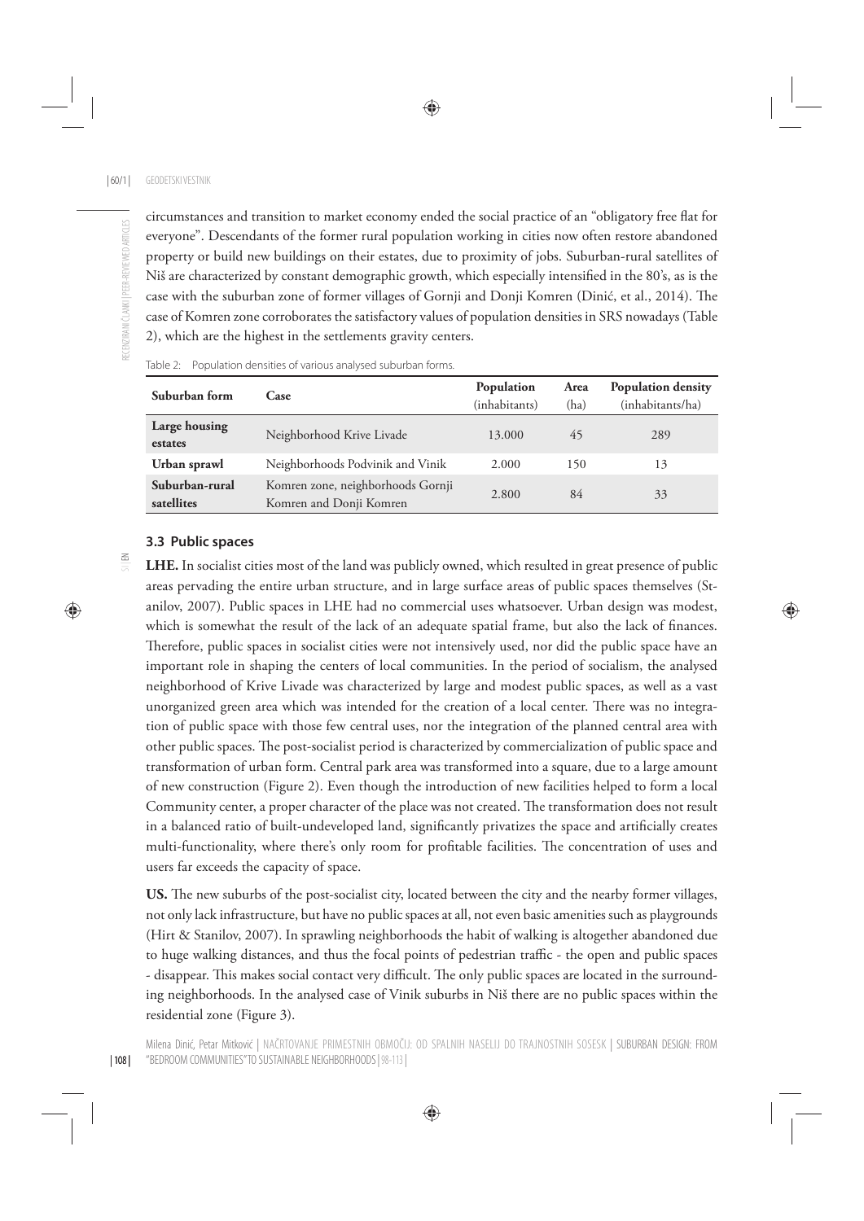circumstances and transition to market economy ended the social practice of an "obligatory free flat for everyone". Descendants of the former rural population working in cities now often restore abandoned property or build new buildings on their estates, due to proximity of jobs. Suburban-rural satellites of Niš are characterized by constant demographic growth, which especially intensified in the 80's, as is the case with the suburban zone of former villages of Gornji and Donji Komren (Dinić, et al., 2014). The case of Komren zone corroborates the satisfactory values of population densities in SRS nowadays (Table 2), which are the highest in the settlements gravity centers.

Table 2: Population densities of various analysed suburban forms.

| Suburban form | Case | Population (inhabitants) | Area (ha) | Population density (inhabitants/ha) |
|---|---|---|---|---|
| **Large housing estates** | Neighborhood Krive Livade | 13.000 | 45 | 289 |
| **Urban sprawl** | Neighborhoods Podvinik and Vinik | 2.000 | 150 | 13 |
| **Suburban-rural satellites** | Komren zone, neighborhoods Gornji Komren and Donji Komren | 2.800 | 84 | 33 |

### 3.3 Public spaces

**LHE.** In socialist cities most of the land was publicly owned, which resulted in great presence of public areas pervading the entire urban structure, and in large surface areas of public spaces themselves (Stanilov, 2007). Public spaces in LHE had no commercial uses whatsoever. Urban design was modest, which is somewhat the result of the lack of an adequate spatial frame, but also the lack of finances. Therefore, public spaces in socialist cities were not intensively used, nor did the public space have an important role in shaping the centers of local communities. In the period of socialism, the analysed neighborhood of Krive Livade was characterized by large and modest public spaces, as well as a vast unorganized green area which was intended for the creation of a local center. There was no integration of public space with those few central uses, nor the integration of the planned central area with other public spaces. The post-socialist period is characterized by commercialization of public space and transformation of urban form. Central park area was transformed into a square, due to a large amount of new construction (Figure 2). Even though the introduction of new facilities helped to form a local Community center, a proper character of the place was not created. The transformation does not result in a balanced ratio of built-undeveloped land, significantly privatizes the space and artificially creates multi-functionality, where there's only room for profitable facilities. The concentration of uses and users far exceeds the capacity of space.

**US.** The new suburbs of the post-socialist city, located between the city and the nearby former villages, not only lack infrastructure, but have no public spaces at all, not even basic amenities such as playgrounds (Hirt & Stanilov, 2007). In sprawling neighborhoods the habit of walking is altogether abandoned due to huge walking distances, and thus the focal points of pedestrian traffic - the open and public spaces - disappear. This makes social contact very difficult. The only public spaces are located in the surrounding neighborhoods. In the analysed case of Vinik suburbs in Niš there are no public spaces within the residential zone (Figure 3).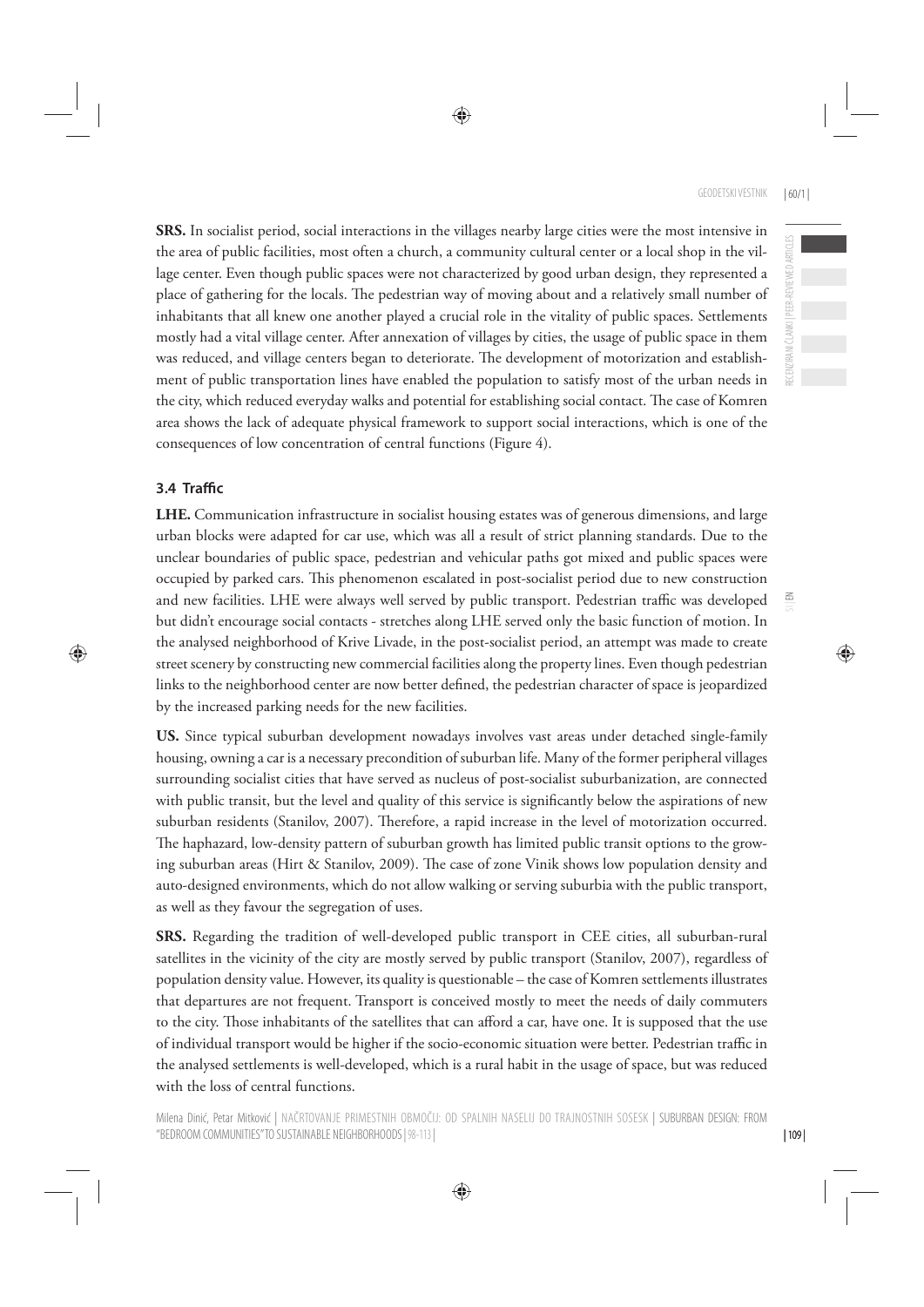**SRS.** In socialist period, social interactions in the villages nearby large cities were the most intensive in the area of public facilities, most often a church, a community cultural center or a local shop in the village center. Even though public spaces were not characterized by good urban design, they represented a place of gathering for the locals. The pedestrian way of moving about and a relatively small number of inhabitants that all knew one another played a crucial role in the vitality of public spaces. Settlements mostly had a vital village center. After annexation of villages by cities, the usage of public space in them was reduced, and village centers began to deteriorate. The development of motorization and establishment of public transportation lines have enabled the population to satisfy most of the urban needs in the city, which reduced everyday walks and potential for establishing social contact. The case of Komren area shows the lack of adequate physical framework to support social interactions, which is one of the consequences of low concentration of central functions (Figure 4).

### 3.4 Traffic

**LHE.** Communication infrastructure in socialist housing estates was of generous dimensions, and large urban blocks were adapted for car use, which was all a result of strict planning standards. Due to the unclear boundaries of public space, pedestrian and vehicular paths got mixed and public spaces were occupied by parked cars. This phenomenon escalated in post-socialist period due to new construction and new facilities. LHE were always well served by public transport. Pedestrian traffic was developed but didn't encourage social contacts - stretches along LHE served only the basic function of motion. In the analysed neighborhood of Krive Livade, in the post-socialist period, an attempt was made to create street scenery by constructing new commercial facilities along the property lines. Even though pedestrian links to the neighborhood center are now better defined, the pedestrian character of space is jeopardized by the increased parking needs for the new facilities.

**US.** Since typical suburban development nowadays involves vast areas under detached single-family housing, owning a car is a necessary precondition of suburban life. Many of the former peripheral villages surrounding socialist cities that have served as nucleus of post-socialist suburbanization, are connected with public transit, but the level and quality of this service is significantly below the aspirations of new suburban residents (Stanilov, 2007). Therefore, a rapid increase in the level of motorization occurred. The haphazard, low-density pattern of suburban growth has limited public transit options to the growing suburban areas (Hirt & Stanilov, 2009). The case of zone Vinik shows low population density and auto-designed environments, which do not allow walking or serving suburbia with the public transport, as well as they favour the segregation of uses.

**SRS.** Regarding the tradition of well-developed public transport in CEE cities, all suburban-rural satellites in the vicinity of the city are mostly served by public transport (Stanilov, 2007), regardless of population density value. However, its quality is questionable – the case of Komren settlements illustrates that departures are not frequent. Transport is conceived mostly to meet the needs of daily commuters to the city. Those inhabitants of the satellites that can afford a car, have one. It is supposed that the use of individual transport would be higher if the socio-economic situation were better. Pedestrian traffic in the analysed settlements is well-developed, which is a rural habit in the usage of space, but was reduced with the loss of central functions.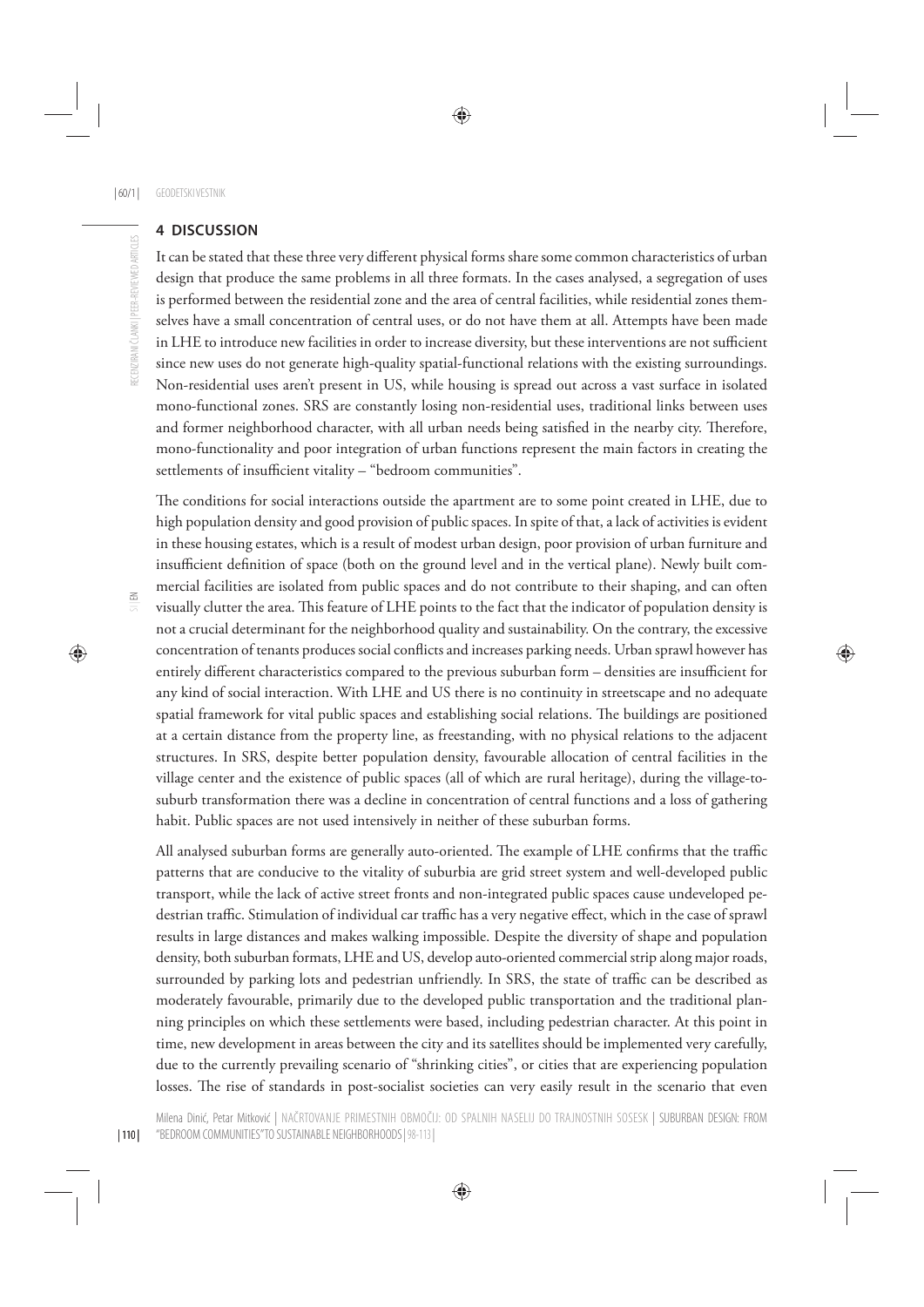## 4 DISCUSSION

It can be stated that these three very different physical forms share some common characteristics of urban design that produce the same problems in all three formats. In the cases analysed, a segregation of uses is performed between the residential zone and the area of central facilities, while residential zones themselves have a small concentration of central uses, or do not have them at all. Attempts have been made in LHE to introduce new facilities in order to increase diversity, but these interventions are not sufficient since new uses do not generate high-quality spatial-functional relations with the existing surroundings. Non-residential uses aren't present in US, while housing is spread out across a vast surface in isolated mono-functional zones. SRS are constantly losing non-residential uses, traditional links between uses and former neighborhood character, with all urban needs being satisfied in the nearby city. Therefore, mono-functionality and poor integration of urban functions represent the main factors in creating the settlements of insufficient vitality – "bedroom communities".

The conditions for social interactions outside the apartment are to some point created in LHE, due to high population density and good provision of public spaces. In spite of that, a lack of activities is evident in these housing estates, which is a result of modest urban design, poor provision of urban furniture and insufficient definition of space (both on the ground level and in the vertical plane). Newly built commercial facilities are isolated from public spaces and do not contribute to their shaping, and can often visually clutter the area. This feature of LHE points to the fact that the indicator of population density is not a crucial determinant for the neighborhood quality and sustainability. On the contrary, the excessive concentration of tenants produces social conflicts and increases parking needs. Urban sprawl however has entirely different characteristics compared to the previous suburban form – densities are insufficient for any kind of social interaction. With LHE and US there is no continuity in streetscape and no adequate spatial framework for vital public spaces and establishing social relations. The buildings are positioned at a certain distance from the property line, as freestanding, with no physical relations to the adjacent structures. In SRS, despite better population density, favourable allocation of central facilities in the village center and the existence of public spaces (all of which are rural heritage), during the village-to-suburb transformation there was a decline in concentration of central functions and a loss of gathering habit. Public spaces are not used intensively in neither of these suburban forms.

All analysed suburban forms are generally auto-oriented. The example of LHE confirms that the traffic patterns that are conducive to the vitality of suburbia are grid street system and well-developed public transport, while the lack of active street fronts and non-integrated public spaces cause undeveloped pedestrian traffic. Stimulation of individual car traffic has a very negative effect, which in the case of sprawl results in large distances and makes walking impossible. Despite the diversity of shape and population density, both suburban formats, LHE and US, develop auto-oriented commercial strip along major roads, surrounded by parking lots and pedestrian unfriendly. In SRS, the state of traffic can be described as moderately favourable, primarily due to the developed public transportation and the traditional planning principles on which these settlements were based, including pedestrian character. At this point in time, new development in areas between the city and its satellites should be implemented very carefully, due to the currently prevailing scenario of "shrinking cities", or cities that are experiencing population losses. The rise of standards in post-socialist societies can very easily result in the scenario that even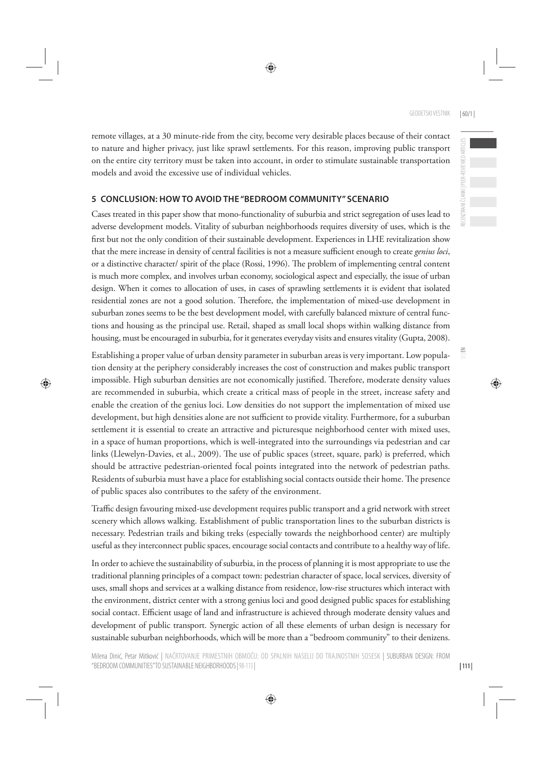remote villages, at a 30 minute-ride from the city, become very desirable places because of their contact to nature and higher privacy, just like sprawl settlements. For this reason, improving public transport on the entire city territory must be taken into account, in order to stimulate sustainable transportation models and avoid the excessive use of individual vehicles.

## 5 CONCLUSION: HOW TO AVOID THE "BEDROOM COMMUNITY" SCENARIO

Cases treated in this paper show that mono-functionality of suburbia and strict segregation of uses lead to adverse development models. Vitality of suburban neighborhoods requires diversity of uses, which is the first but not the only condition of their sustainable development. Experiences in LHE revitalization show that the mere increase in density of central facilities is not a measure sufficient enough to create *genius loci*, or a distinctive character/ spirit of the place (Rossi, 1996). The problem of implementing central content is much more complex, and involves urban economy, sociological aspect and especially, the issue of urban design. When it comes to allocation of uses, in cases of sprawling settlements it is evident that isolated residential zones are not a good solution. Therefore, the implementation of mixed-use development in suburban zones seems to be the best development model, with carefully balanced mixture of central functions and housing as the principal use. Retail, shaped as small local shops within walking distance from housing, must be encouraged in suburbia, for it generates everyday visits and ensures vitality (Gupta, 2008).

Establishing a proper value of urban density parameter in suburban areas is very important. Low population density at the periphery considerably increases the cost of construction and makes public transport impossible. High suburban densities are not economically justified. Therefore, moderate density values are recommended in suburbia, which create a critical mass of people in the street, increase safety and enable the creation of the genius loci. Low densities do not support the implementation of mixed use development, but high densities alone are not sufficient to provide vitality. Furthermore, for a suburban settlement it is essential to create an attractive and picturesque neighborhood center with mixed uses, in a space of human proportions, which is well-integrated into the surroundings via pedestrian and car links (Llewelyn-Davies, et al., 2009). The use of public spaces (street, square, park) is preferred, which should be attractive pedestrian-oriented focal points integrated into the network of pedestrian paths. Residents of suburbia must have a place for establishing social contacts outside their home. The presence of public spaces also contributes to the safety of the environment.

Traffic design favouring mixed-use development requires public transport and a grid network with street scenery which allows walking. Establishment of public transportation lines to the suburban districts is necessary. Pedestrian trails and biking treks (especially towards the neighborhood center) are multiply useful as they interconnect public spaces, encourage social contacts and contribute to a healthy way of life.

In order to achieve the sustainability of suburbia, in the process of planning it is most appropriate to use the traditional planning principles of a compact town: pedestrian character of space, local services, diversity of uses, small shops and services at a walking distance from residence, low-rise structures which interact with the environment, district center with a strong genius loci and good designed public spaces for establishing social contact. Efficient usage of land and infrastructure is achieved through moderate density values and development of public transport. Synergic action of all these elements of urban design is necessary for sustainable suburban neighborhoods, which will be more than a "bedroom community" to their denizens.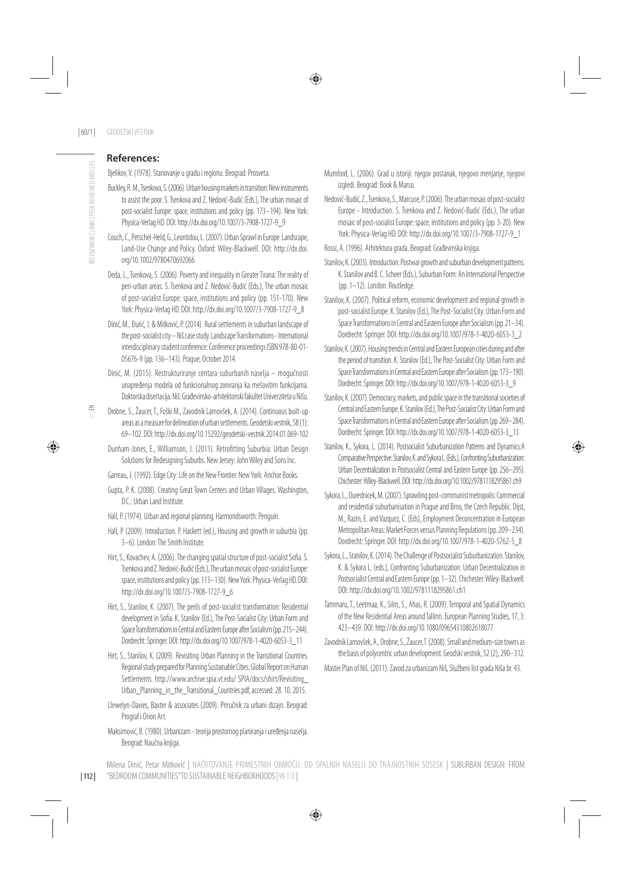## References:

Bjelikov, V. (1978). Stanovanje u gradu i regionu. Beograd: Prosveta.

Buckley, R. M., Tsenkova, S. (2006). Urban housing markets in transition: New instruments to assist the poor. S. Tsenkova and Z. Nedović-Budić (Eds.), The urban mosaic of post-socialist Europe: space, institutions and policy (pp. 173–194). New York: Physica-Verlag HD. DOI: http://dx.doi.org/10.1007/3-7908-1727-9_9

Couch, C., Petschel-Held, G., Leontidou, L. (2007). Urban Sprawl in Europe: Landscape, Land-Use Change and Policy. Oxford: Wiley-Blackwell. DOI: http://dx.doi.org/10.1002/9780470692066

Deda, L., Tsenkova, S. (2006). Poverty and inequality in Greater Tirana: The reality of peri-urban areas. S. Tsenkova and Z. Nedović-Budić (Eds.), The urban mosaic of post-socialist Europe: space, institutions and policy (pp. 151-170). New York: Physica-Verlag HD. DOI: http://dx.doi.org/10.1007/3-7908-1727-9_8

Dinić, M., Đurić, J. & Mitković, P. (2014). Rural settlements in suburban landscape of the post-socialist city – Niš case study. Landscape Transformations - International interdisciplinary student conference: Conference proceedings ISBN 978-80-01-05676-9 (pp. 136–143). Prague, October 2014.

Dinić, M. (2015). Restrukturiranje centara suburbanih naselja – mogućnosti unapređenja modela od funkcionalnog zoniranja ka mešovitim funkcijama. Doktorska disertacija. Niš: Građevinsko-arhitektonski fakultet Univerziteta u Nišu.

Drobne, S., Žaucer, T., Foški M., Zavodnik Lamovšek, A. (2014). Continuous built-up areas as a measure for delineation of urban settlements. Geodetski vestnik, 58 (1): 69–102. DOI: http://dx.doi.org/10.15292/geodetski-vestnik.2014.01.069-102

Dunham-Jones, E., Williamson, J. (2011). Retrofitting Suburbia: Urban Design Solutions for Redesigning Suburbs. New Jersey: John Wiley and Sons Inc.

Garreau, J. (1992). Edge City: Life on the New Frontier. New York: Anchor Books.

Gupta, P. K. (2008). Creating Great Town Centers and Urban Villages. Washington, D.C.: Urban Land Institute.

Hall, P. (1974). Urban and regional planning. Harmondsworth: Penguin.

Hall, P. (2009). Introduction. P. Hackett (ed.), Housing and growth in suburbia (pp. 3–6). London: The Smith Institute.

Hirt, S., Kovachev, A. (2006). The changing spatial structure of post-socialist Sofia. S. Tsenkova and Z. Nedović-Budić (Eds.), The urban mosaic of post-socialist Europe: space, institutions and policy (pp. 113–130). New York: Physica-Verlag HD. DOI: http://dx.doi.org/10.1007/3-7908-1727-9_6

Hirt, S., Stanilov, K. (2007). The perils of post-socialist transformation: Residential development in Sofia. K. Stanilov (Ed.), The Post-Socialist City: Urban Form and Space Transformations in Central and Eastern Europe after Socialism (pp. 215–244). Dordrecht: Springer. DOI: http://dx.doi.org/10.1007/978-1-4020-6053-3_11

Hirt, S., Stanilov, K. (2009). Revisiting Urban Planning in the Transitional Countries. Regional study prepared for Planning Sustainable Cities: Global Report on Human Settlements. http://www.archive.spia.vt.edu/ SPIA/docs/shirt/Revisiting_Urban_Planning_in_the_Transitional_Countries.pdf, accessed: 28. 10. 2015.

Llewelyn-Davies, Baxter & associates (2009). Priručnik za urbani dizajn. Beograd: Prograf i Orion Art.

Maksimović, B. (1980). Urbanizam - teorija prostornog planiranja i uređenja naselja. Beograd: Naučna knjiga.

Mumford, L. (2006). Grad u istoriji: njegov postanak, njegovo menjanje, njegovi izgledi. Beograd: Book & Marso.

Nedović-Budić, Z., Tsenkova, S., Marcuse, P. (2006). The urban mosaic of post-socialist Europe - Introduction. S. Tsenkova and Z. Nedović-Budić (Eds.), The urban mosaic of post-socialist Europe: space, institutions and policy (pp. 3–20). New York: Physica-Verlag HD. DOI: http://dx.doi.org/10.1007/3-7908-1727-9_1

Rossi, A. (1996). Arhitektura grada. Beograd: Građevinska knjiga.

Stanilov, K. (2003). Introduction: Postwar growth and suburban development patterns. K. Stanilov and B. C. Scheer (Eds.), Suburban Form: An International Perspective (pp. 1–12). London: Routledge.

Stanilov, K. (2007). Political reform, economic development and regional growth in post-socialist Europe. K. Stanilov (Ed.), The Post-Socialist City: Urban Form and Space Transformations in Central and Eastern Europe after Socialism (pp. 21–34). Dordrecht: Springer. DOI: http://dx.doi.org/10.1007/978-1-4020-6053-3_2

Stanilov, K. (2007). Housing trends in Central and Eastern European cities during and after the period of transition. K. Stanilov (Ed.), The Post-Socialist City: Urban Form and Space Transformations in Central and Eastern Europe after Socialism (pp. 173–190). Dordrecht: Springer. DOI: http://dx.doi.org/10.1007/978-1-4020-6053-3_9

Stanilov, K. (2007). Democracy, markets, and public space in the transitional societies of Central and Eastern Europe. K. Stanilov (Ed.), The Post-Socialist City: Urban Form and Space Transformations in Central and Eastern Europe after Socialism (pp. 269–284). Dordrecht: Springer. DOI: http://dx.doi.org/10.1007/978-1-4020-6053-3_13

Stanilov, K., Sykora, L. (2014). Postsocialist Suburbanization Patterns and Dynamics:A Comparative Perspective. Stanilov, K. and Sykora L. (Eds.), Confronting Suburbanization: Urban Decentralization in Postsocialist Central and Eastern Europe (pp. 256–295). Chichester: Wiley-Blackwell. DOI: http://dx.doi.org/10.1002/9781118295861.ch9

Sykora, L., Ouredni̇cek, M. (2007). Sprawling post-communist metropolis: Commercial and residential suburbanisation in Prague and Brno, the Czech Republic. Dijst, M., Razin, E. and Vazquez, C. (Eds), Employment Deconcentration in European Metropolitan Areas: Market Forces versus Planning Regulations (pp. 209–234). Dordrecht: Springer. DOI: http://dx.doi.org/10.1007/978-1-4020-5762-5_8

Sykora, L., Stanilov, K. (2014). The Challenge of Postsocialist Suburbanization. Stanilov, K. & Sykora L. (eds.), Confronting Suburbanization: Urban Decentralization in Postsocialist Central and Eastern Europe (pp. 1–32). Chichester: Wiley-Blackwell. DOI: http://dx.doi.org/10.1002/9781118295861.ch1

Tammaru, T., Leetmaa, K., Silm, S., Ahas, R. (2009). Temporal and Spatial Dynamics of the New Residential Areas around Tallinn. European Planning Studies, 17, 3: 423–439. DOI: http://dx.doi.org/10.1080/09654310802618077

Zavodnik Lamovšek, A., Drobne, S., Žaucer, T. (2008). Small and medium-size towns as the basis of polycentric urban development. Geodski vestnik, 52 (2), 290–312.

Master Plan of Niš. (2011). Zavod za urbanizam Niš, Službeni list grada Niša br. 43.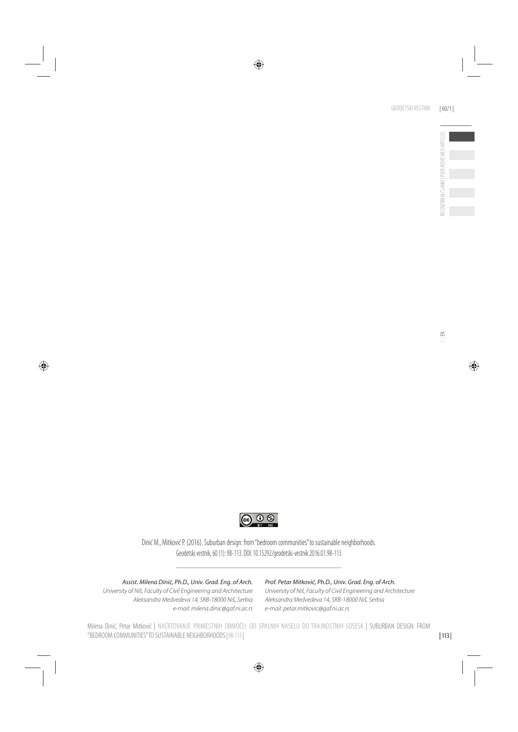Dinić M., Mitković P. (2016). Suburban design: from "bedroom communities" to sustainable neighborhoods. Geodetski vestnik, 60 (1): 98-113. DOI: 10.15292/geodetski-vestnik.2016.01.98-113

*Assist. Milena Dinić, Ph.D., Univ. Grad. Eng. of Arch.*
*University of Niš, Faculty of Civil Engineering and Architecture*
*Aleksandra Medvedeva 14, SRB-18000 Niš, Serbia*
*e-mail: milena.dinic@gaf.ni.ac.rs*

*Prof. Petar Mitković, Ph.D., Univ. Grad. Eng. of Arch.*
*University of Niš, Faculty of Civil Engineering and Architecture*
*Aleksandra Medvedeva 14, SRB-18000 Niš, Serbia*
*e-mail: petar.mitkovic@gaf.ni.ac.rs*